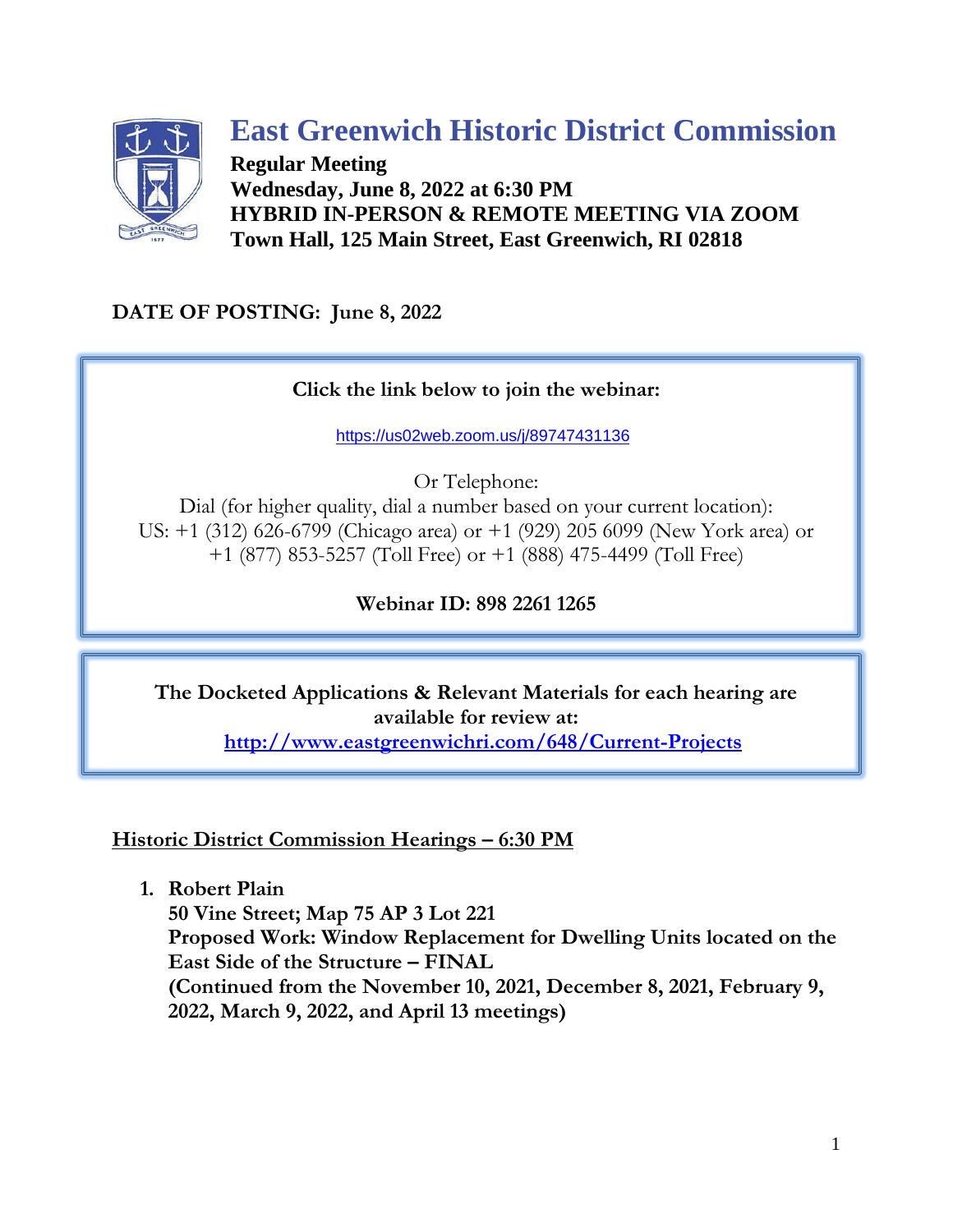# East Greenwich Historic District Commission

**Regular Meeting**
**Wednesday, June 8, 2022 at 6:30 PM**
**HYBRID IN-PERSON & REMOTE MEETING VIA ZOOM**
**Town Hall, 125 Main Street, East Greenwich, RI 02818**

**DATE OF POSTING: June 8, 2022**

**Click the link below to join the webinar:**

https://us02web.zoom.us/j/89747431136

Or Telephone:
Dial (for higher quality, dial a number based on your current location):
US: +1 (312) 626-6799 (Chicago area) or +1 (929) 205 6099 (New York area) or +1 (877) 853-5257 (Toll Free) or +1 (888) 475-4499 (Toll Free)

**Webinar ID: 898 2261 1265**

**The Docketed Applications & Relevant Materials for each hearing are available for review at:**
http://www.eastgreenwichri.com/648/Current-Projects

## Historic District Commission Hearings – 6:30 PM

1. **Robert Plain**
   **50 Vine Street; Map 75 AP 3 Lot 221**
   **Proposed Work: Window Replacement for Dwelling Units located on the East Side of the Structure – FINAL**
   **(Continued from the November 10, 2021, December 8, 2021, February 9, 2022, March 9, 2022, and April 13 meetings)**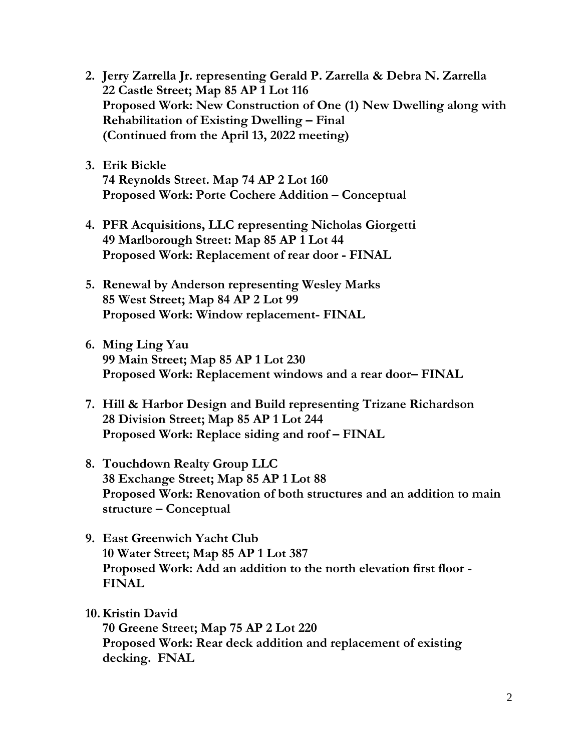2. **Jerry Zarrella Jr. representing Gerald P. Zarrella & Debra N. Zarrella**
   **22 Castle Street; Map 85 AP 1 Lot 116**
   **Proposed Work: New Construction of One (1) New Dwelling along with Rehabilitation of Existing Dwelling – Final**
   **(Continued from the April 13, 2022 meeting)**

3. **Erik Bickle**
   **74 Reynolds Street. Map 74 AP 2 Lot 160**
   **Proposed Work: Porte Cochere Addition – Conceptual**

4. **PFR Acquisitions, LLC representing Nicholas Giorgetti**
   **49 Marlborough Street: Map 85 AP 1 Lot 44**
   **Proposed Work: Replacement of rear door - FINAL**

5. **Renewal by Anderson representing Wesley Marks**
   **85 West Street; Map 84 AP 2 Lot 99**
   **Proposed Work: Window replacement- FINAL**

6. **Ming Ling Yau**
   **99 Main Street; Map 85 AP 1 Lot 230**
   **Proposed Work: Replacement windows and a rear door– FINAL**

7. **Hill & Harbor Design and Build representing Trizane Richardson**
   **28 Division Street; Map 85 AP 1 Lot 244**
   **Proposed Work: Replace siding and roof – FINAL**

8. **Touchdown Realty Group LLC**
   **38 Exchange Street; Map 85 AP 1 Lot 88**
   **Proposed Work: Renovation of both structures and an addition to main structure – Conceptual**

9. **East Greenwich Yacht Club**
   **10 Water Street; Map 85 AP 1 Lot 387**
   **Proposed Work: Add an addition to the north elevation first floor - FINAL**

10. **Kristin David**
    **70 Greene Street; Map 75 AP 2 Lot 220**
    **Proposed Work: Rear deck addition and replacement of existing decking. FNAL**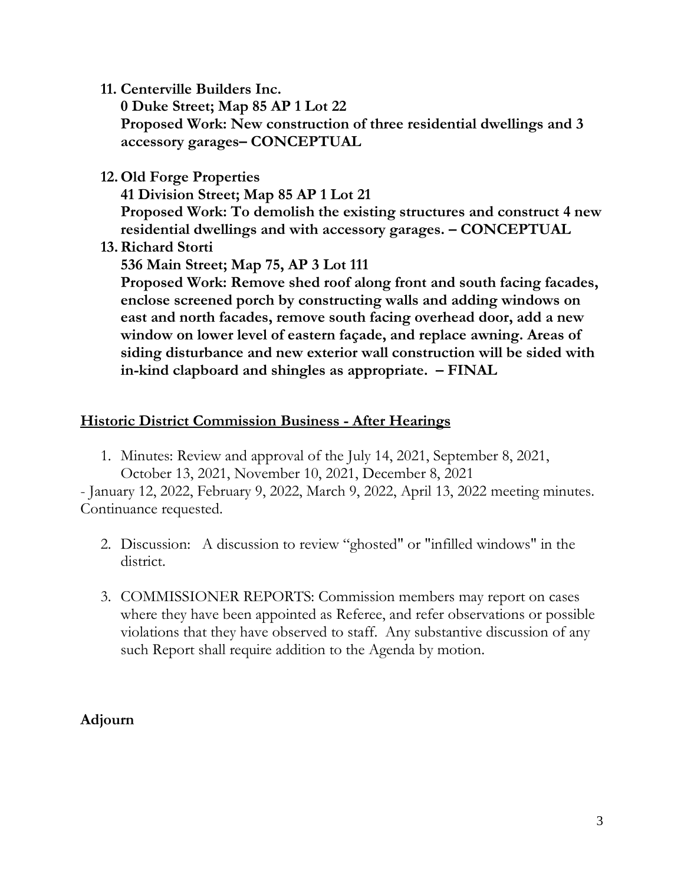11. **Centerville Builders Inc.**
    **0 Duke Street; Map 85 AP 1 Lot 22**
    **Proposed Work: New construction of three residential dwellings and 3 accessory garages– CONCEPTUAL**

12. **Old Forge Properties**
    **41 Division Street; Map 85 AP 1 Lot 21**
    **Proposed Work: To demolish the existing structures and construct 4 new residential dwellings and with accessory garages. – CONCEPTUAL**

13. **Richard Storti**
    **536 Main Street; Map 75, AP 3 Lot 111**
    **Proposed Work: Remove shed roof along front and south facing facades, enclose screened porch by constructing walls and adding windows on east and north facades, remove south facing overhead door, add a new window on lower level of eastern façade, and replace awning. Areas of siding disturbance and new exterior wall construction will be sided with in-kind clapboard and shingles as appropriate. – FINAL**

## Historic District Commission Business - After Hearings

1. Minutes: Review and approval of the July 14, 2021, September 8, 2021, October 13, 2021, November 10, 2021, December 8, 2021

- January 12, 2022, February 9, 2022, March 9, 2022, April 13, 2022 meeting minutes. Continuance requested.

2. Discussion: A discussion to review "ghosted" or "infilled windows" in the district.

3. COMMISSIONER REPORTS: Commission members may report on cases where they have been appointed as Referee, and refer observations or possible violations that they have observed to staff. Any substantive discussion of any such Report shall require addition to the Agenda by motion.

**Adjourn**